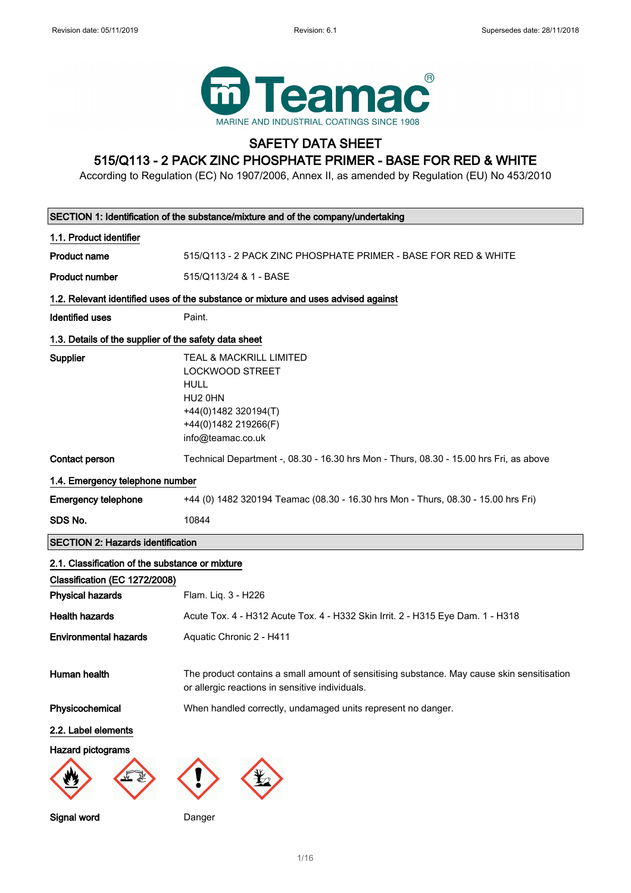Revision date: 05/11/2019 Revision: 6.1 Supersedes date: 28/11/2018

**Teamac®**
MARINE AND INDUSTRIAL COATINGS SINCE 1908

# SAFETY DATA SHEET

## 515/Q113 - 2 PACK ZINC PHOSPHATE PRIMER - BASE FOR RED & WHITE

According to Regulation (EC) No 1907/2006, Annex II, as amended by Regulation (EU) No 453/2010

### SECTION 1: Identification of the substance/mixture and of the company/undertaking

**1.1. Product identifier**

| | |
|---|---|
| **Product name** | 515/Q113 - 2 PACK ZINC PHOSPHATE PRIMER - BASE FOR RED & WHITE |
| **Product number** | 515/Q113/24 & 1 - BASE |

**1.2. Relevant identified uses of the substance or mixture and uses advised against**

| | |
|---|---|
| **Identified uses** | Paint. |

**1.3. Details of the supplier of the safety data sheet**

| | |
|---|---|
| **Supplier** | TEAL & MACKRILL LIMITED<br>LOCKWOOD STREET<br>HULL<br>HU2 0HN<br>+44(0)1482 320194(T)<br>+44(0)1482 219266(F)<br>info@teamac.co.uk |
| **Contact person** | Technical Department -, 08.30 - 16.30 hrs Mon - Thurs, 08.30 - 15.00 hrs Fri, as above |

**1.4. Emergency telephone number**

| | |
|---|---|
| **Emergency telephone** | +44 (0) 1482 320194 Teamac (08.30 - 16.30 hrs Mon - Thurs, 08.30 - 15.00 hrs Fri) |
| **SDS No.** | 10844 |

### SECTION 2: Hazards identification

**2.1. Classification of the substance or mixture**

**Classification (EC 1272/2008)**

| | |
|---|---|
| **Physical hazards** | Flam. Liq. 3 - H226 |
| **Health hazards** | Acute Tox. 4 - H312 Acute Tox. 4 - H332 Skin Irrit. 2 - H315 Eye Dam. 1 - H318 |
| **Environmental hazards** | Aquatic Chronic 2 - H411 |
| **Human health** | The product contains a small amount of sensitising substance. May cause skin sensitisation or allergic reactions in sensitive individuals. |
| **Physicochemical** | When handled correctly, undamaged units represent no danger. |

**2.2. Label elements**

**Hazard pictograms**

| | |
|---|---|
| **Signal word** | Danger |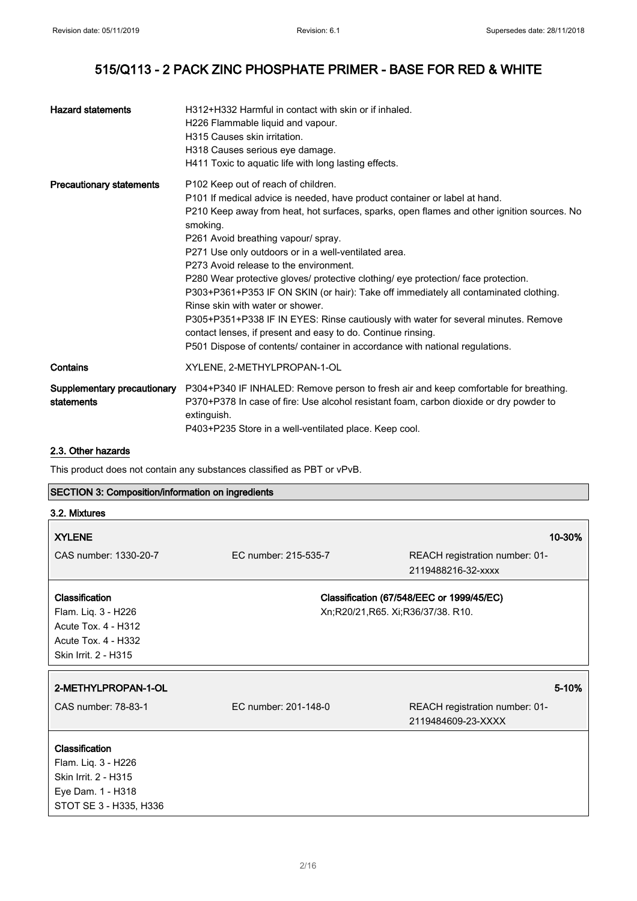| | |
|---|---|
| **Hazard statements** | H312+H332 Harmful in contact with skin or if inhaled.<br>H226 Flammable liquid and vapour.<br>H315 Causes skin irritation.<br>H318 Causes serious eye damage.<br>H411 Toxic to aquatic life with long lasting effects. |
| **Precautionary statements** | P102 Keep out of reach of children.<br>P101 If medical advice is needed, have product container or label at hand.<br>P210 Keep away from heat, hot surfaces, sparks, open flames and other ignition sources. No smoking.<br>P261 Avoid breathing vapour/ spray.<br>P271 Use only outdoors or in a well-ventilated area.<br>P273 Avoid release to the environment.<br>P280 Wear protective gloves/ protective clothing/ eye protection/ face protection.<br>P303+P361+P353 IF ON SKIN (or hair): Take off immediately all contaminated clothing. Rinse skin with water or shower.<br>P305+P351+P338 IF IN EYES: Rinse cautiously with water for several minutes. Remove contact lenses, if present and easy to do. Continue rinsing.<br>P501 Dispose of contents/ container in accordance with national regulations. |
| **Contains** | XYLENE, 2-METHYLPROPAN-1-OL |
| **Supplementary precautionary statements** | P304+P340 IF INHALED: Remove person to fresh air and keep comfortable for breathing.<br>P370+P378 In case of fire: Use alcohol resistant foam, carbon dioxide or dry powder to extinguish.<br>P403+P235 Store in a well-ventilated place. Keep cool. |

## 2.3. Other hazards

This product does not contain any substances classified as PBT or vPvB.

## SECTION 3: Composition/information on ingredients

### 3.2. Mixtures

| **XYLENE** | | **10-30%** |
|---|---|---|
| CAS number: 1330-20-7 | EC number: 215-535-7 | REACH registration number: 01-2119488216-32-xxxx |

**Classification**
Flam. Liq. 3 - H226
Acute Tox. 4 - H312
Acute Tox. 4 - H332
Skin Irrit. 2 - H315

**Classification (67/548/EEC or 1999/45/EC)**
Xn;R20/21,R65. Xi;R36/37/38. R10.

| **2-METHYLPROPAN-1-OL** | | **5-10%** |
|---|---|---|
| CAS number: 78-83-1 | EC number: 201-148-0 | REACH registration number: 01-2119484609-23-XXXX |

**Classification**
Flam. Liq. 3 - H226
Skin Irrit. 2 - H315
Eye Dam. 1 - H318
STOT SE 3 - H335, H336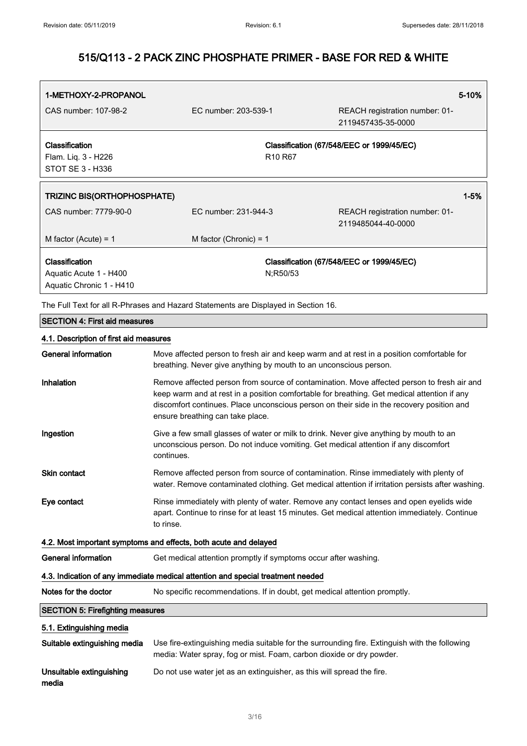| 1-METHOXY-2-PROPANOL | | 5-10% |
|---|---|---|
| CAS number: 107-98-2 | EC number: 203-539-1 | REACH registration number: 01-2119457435-35-0000 |
| **Classification**<br>Flam. Liq. 3 - H226<br>STOT SE 3 - H336 | **Classification (67/548/EEC or 1999/45/EC)**<br>R10 R67 | |

| TRIZINC BIS(ORTHOPHOSPHATE) | | 1-5% |
|---|---|---|
| CAS number: 7779-90-0 | EC number: 231-944-3 | REACH registration number: 01-2119485044-40-0000 |
| M factor (Acute) = 1 | M factor (Chronic) = 1 | |
| **Classification**<br>Aquatic Acute 1 - H400<br>Aquatic Chronic 1 - H410 | **Classification (67/548/EEC or 1999/45/EC)**<br>N;R50/53 | |

The Full Text for all R-Phrases and Hazard Statements are Displayed in Section 16.

## SECTION 4: First aid measures

### 4.1. Description of first aid measures

**General information** Move affected person to fresh air and keep warm and at rest in a position comfortable for breathing. Never give anything by mouth to an unconscious person.

**Inhalation** Remove affected person from source of contamination. Move affected person to fresh air and keep warm and at rest in a position comfortable for breathing. Get medical attention if any discomfort continues. Place unconscious person on their side in the recovery position and ensure breathing can take place.

**Ingestion** Give a few small glasses of water or milk to drink. Never give anything by mouth to an unconscious person. Do not induce vomiting. Get medical attention if any discomfort continues.

**Skin contact** Remove affected person from source of contamination. Rinse immediately with plenty of water. Remove contaminated clothing. Get medical attention if irritation persists after washing.

**Eye contact** Rinse immediately with plenty of water. Remove any contact lenses and open eyelids wide apart. Continue to rinse for at least 15 minutes. Get medical attention immediately. Continue to rinse.

### 4.2. Most important symptoms and effects, both acute and delayed

**General information** Get medical attention promptly if symptoms occur after washing.

### 4.3. Indication of any immediate medical attention and special treatment needed

**Notes for the doctor** No specific recommendations. If in doubt, get medical attention promptly.

## SECTION 5: Firefighting measures

### 5.1. Extinguishing media

**Suitable extinguishing media** Use fire-extinguishing media suitable for the surrounding fire. Extinguish with the following media: Water spray, fog or mist. Foam, carbon dioxide or dry powder.

**Unsuitable extinguishing media** Do not use water jet as an extinguisher, as this will spread the fire.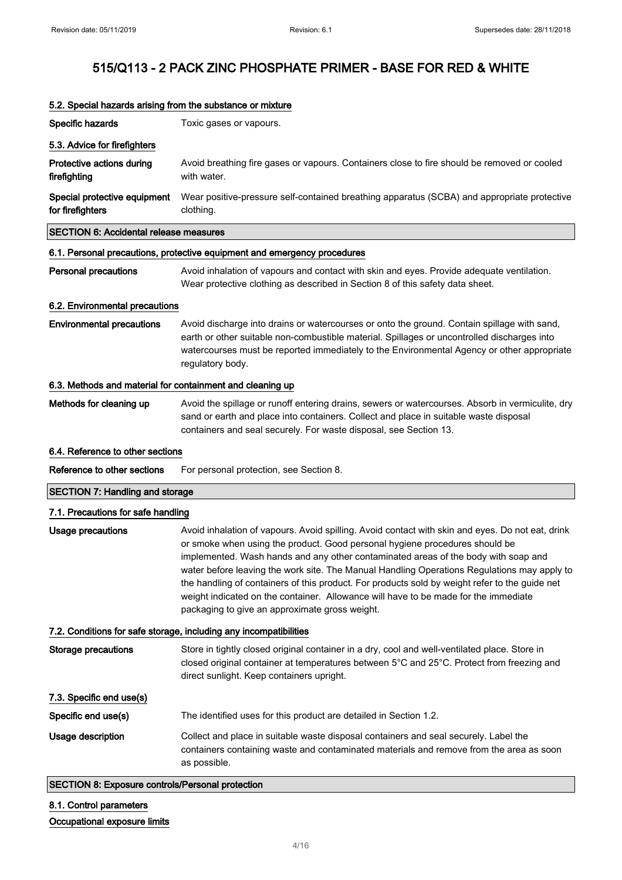### 5.2. Special hazards arising from the substance or mixture

**Specific hazards** Toxic gases or vapours.

### 5.3. Advice for firefighters

**Protective actions during firefighting** Avoid breathing fire gases or vapours. Containers close to fire should be removed or cooled with water.

**Special protective equipment for firefighters** Wear positive-pressure self-contained breathing apparatus (SCBA) and appropriate protective clothing.

## SECTION 6: Accidental release measures

### 6.1. Personal precautions, protective equipment and emergency procedures

**Personal precautions** Avoid inhalation of vapours and contact with skin and eyes. Provide adequate ventilation. Wear protective clothing as described in Section 8 of this safety data sheet.

### 6.2. Environmental precautions

**Environmental precautions** Avoid discharge into drains or watercourses or onto the ground. Contain spillage with sand, earth or other suitable non-combustible material. Spillages or uncontrolled discharges into watercourses must be reported immediately to the Environmental Agency or other appropriate regulatory body.

### 6.3. Methods and material for containment and cleaning up

**Methods for cleaning up** Avoid the spillage or runoff entering drains, sewers or watercourses. Absorb in vermiculite, dry sand or earth and place into containers. Collect and place in suitable waste disposal containers and seal securely. For waste disposal, see Section 13.

### 6.4. Reference to other sections

**Reference to other sections** For personal protection, see Section 8.

## SECTION 7: Handling and storage

### 7.1. Precautions for safe handling

**Usage precautions** Avoid inhalation of vapours. Avoid spilling. Avoid contact with skin and eyes. Do not eat, drink or smoke when using the product. Good personal hygiene procedures should be implemented. Wash hands and any other contaminated areas of the body with soap and water before leaving the work site. The Manual Handling Operations Regulations may apply to the handling of containers of this product. For products sold by weight refer to the guide net weight indicated on the container. Allowance will have to be made for the immediate packaging to give an approximate gross weight.

### 7.2. Conditions for safe storage, including any incompatibilities

**Storage precautions** Store in tightly closed original container in a dry, cool and well-ventilated place. Store in closed original container at temperatures between 5°C and 25°C. Protect from freezing and direct sunlight. Keep containers upright.

### 7.3. Specific end use(s)

**Specific end use(s)** The identified uses for this product are detailed in Section 1.2.

**Usage description** Collect and place in suitable waste disposal containers and seal securely. Label the containers containing waste and contaminated materials and remove from the area as soon as possible.

## SECTION 8: Exposure controls/Personal protection

### 8.1. Control parameters

**Occupational exposure limits**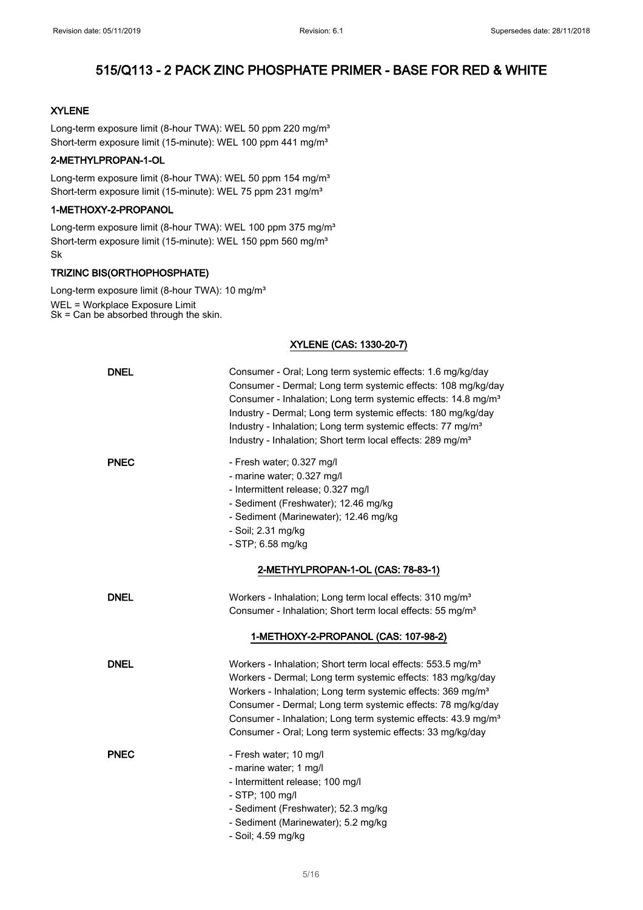# 515/Q113 - 2 PACK ZINC PHOSPHATE PRIMER - BASE FOR RED & WHITE

### XYLENE

Long-term exposure limit (8-hour TWA): WEL 50 ppm 220 mg/m³
Short-term exposure limit (15-minute): WEL 100 ppm 441 mg/m³

### 2-METHYLPROPAN-1-OL

Long-term exposure limit (8-hour TWA): WEL 50 ppm 154 mg/m³
Short-term exposure limit (15-minute): WEL 75 ppm 231 mg/m³

### 1-METHOXY-2-PROPANOL

Long-term exposure limit (8-hour TWA): WEL 100 ppm 375 mg/m³
Short-term exposure limit (15-minute): WEL 150 ppm 560 mg/m³
Sk

### TRIZINC BIS(ORTHOPHOSPHATE)

Long-term exposure limit (8-hour TWA): 10 mg/m³

WEL = Workplace Exposure Limit
Sk = Can be absorbed through the skin.

### XYLENE (CAS: 1330-20-7)

**DNEL**

Consumer - Oral; Long term systemic effects: 1.6 mg/kg/day
Consumer - Dermal; Long term systemic effects: 108 mg/kg/day
Consumer - Inhalation; Long term systemic effects: 14.8 mg/m³
Industry - Dermal; Long term systemic effects: 180 mg/kg/day
Industry - Inhalation; Long term systemic effects: 77 mg/m³
Industry - Inhalation; Short term local effects: 289 mg/m³

**PNEC**

- Fresh water; 0.327 mg/l
- marine water; 0.327 mg/l
- Intermittent release; 0.327 mg/l
- Sediment (Freshwater); 12.46 mg/kg
- Sediment (Marinewater); 12.46 mg/kg
- Soil; 2.31 mg/kg
- STP; 6.58 mg/kg

### 2-METHYLPROPAN-1-OL (CAS: 78-83-1)

**DNEL**

Workers - Inhalation; Long term local effects: 310 mg/m³
Consumer - Inhalation; Short term local effects: 55 mg/m³

### 1-METHOXY-2-PROPANOL (CAS: 107-98-2)

**DNEL**

Workers - Inhalation; Short term local effects: 553.5 mg/m³
Workers - Dermal; Long term systemic effects: 183 mg/kg/day
Workers - Inhalation; Long term systemic effects: 369 mg/m³
Consumer - Dermal; Long term systemic effects: 78 mg/kg/day
Consumer - Inhalation; Long term systemic effects: 43.9 mg/m³
Consumer - Oral; Long term systemic effects: 33 mg/kg/day

**PNEC**

- Fresh water; 10 mg/l
- marine water; 1 mg/l
- Intermittent release; 100 mg/l
- STP; 100 mg/l
- Sediment (Freshwater); 52.3 mg/kg
- Sediment (Marinewater); 5.2 mg/kg
- Soil; 4.59 mg/kg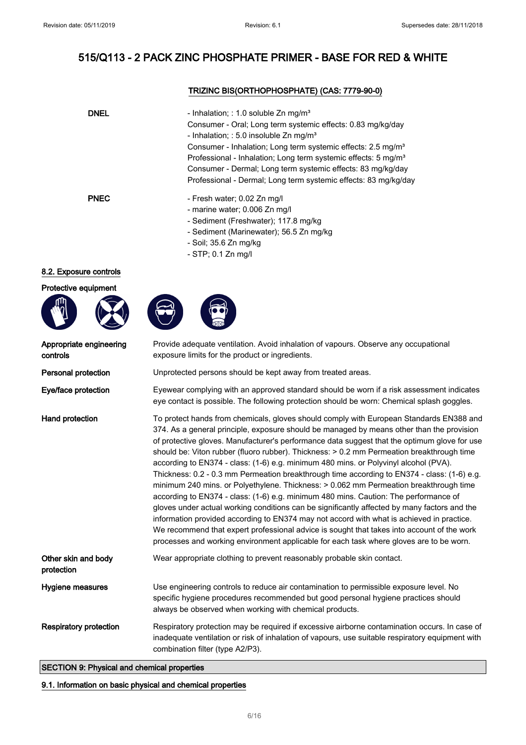# 515/Q113 - 2 PACK ZINC PHOSPHATE PRIMER - BASE FOR RED & WHITE

### TRIZINC BIS(ORTHOPHOSPHATE) (CAS: 7779-90-0)

| | |
|---|---|
| **DNEL** | - Inhalation; : 1.0 soluble Zn mg/m³<br>Consumer - Oral; Long term systemic effects: 0.83 mg/kg/day<br>- Inhalation; : 5.0 insoluble Zn mg/m³<br>Consumer - Inhalation; Long term systemic effects: 2.5 mg/m³<br>Professional - Inhalation; Long term systemic effects: 5 mg/m³<br>Consumer - Dermal; Long term systemic effects: 83 mg/kg/day<br>Professional - Dermal; Long term systemic effects: 83 mg/kg/day |
| **PNEC** | - Fresh water; 0.02 Zn mg/l<br>- marine water; 0.006 Zn mg/l<br>- Sediment (Freshwater); 117.8 mg/kg<br>- Sediment (Marinewater); 56.5 Zn mg/kg<br>- Soil; 35.6 Zn mg/kg<br>- STP; 0.1 Zn mg/l |

### 8.2. Exposure controls

**Protective equipment**

| | |
|---|---|
| **Appropriate engineering controls** | Provide adequate ventilation. Avoid inhalation of vapours. Observe any occupational exposure limits for the product or ingredients. |
| **Personal protection** | Unprotected persons should be kept away from treated areas. |
| **Eye/face protection** | Eyewear complying with an approved standard should be worn if a risk assessment indicates eye contact is possible. The following protection should be worn: Chemical splash goggles. |
| **Hand protection** | To protect hands from chemicals, gloves should comply with European Standards EN388 and 374. As a general principle, exposure should be managed by means other than the provision of protective gloves. Manufacturer's performance data suggest that the optimum glove for use should be: Viton rubber (fluoro rubber). Thickness: > 0.2 mm Permeation breakthrough time according to EN374 - class: (1-6) e.g. minimum 480 mins. or Polyvinyl alcohol (PVA). Thickness: 0.2 - 0.3 mm Permeation breakthrough time according to EN374 - class: (1-6) e.g. minimum 240 mins. or Polyethylene. Thickness: > 0.062 mm Permeation breakthrough time according to EN374 - class: (1-6) e.g. minimum 480 mins. Caution: The performance of gloves under actual working conditions can be significantly affected by many factors and the information provided according to EN374 may not accord with what is achieved in practice. We recommend that expert professional advice is sought that takes into account of the work processes and working environment applicable for each task where gloves are to be worn. |
| **Other skin and body protection** | Wear appropriate clothing to prevent reasonably probable skin contact. |
| **Hygiene measures** | Use engineering controls to reduce air contamination to permissible exposure level. No specific hygiene procedures recommended but good personal hygiene practices should always be observed when working with chemical products. |
| **Respiratory protection** | Respiratory protection may be required if excessive airborne contamination occurs. In case of inadequate ventilation or risk of inhalation of vapours, use suitable respiratory equipment with combination filter (type A2/P3). |

## SECTION 9: Physical and chemical properties

### 9.1. Information on basic physical and chemical properties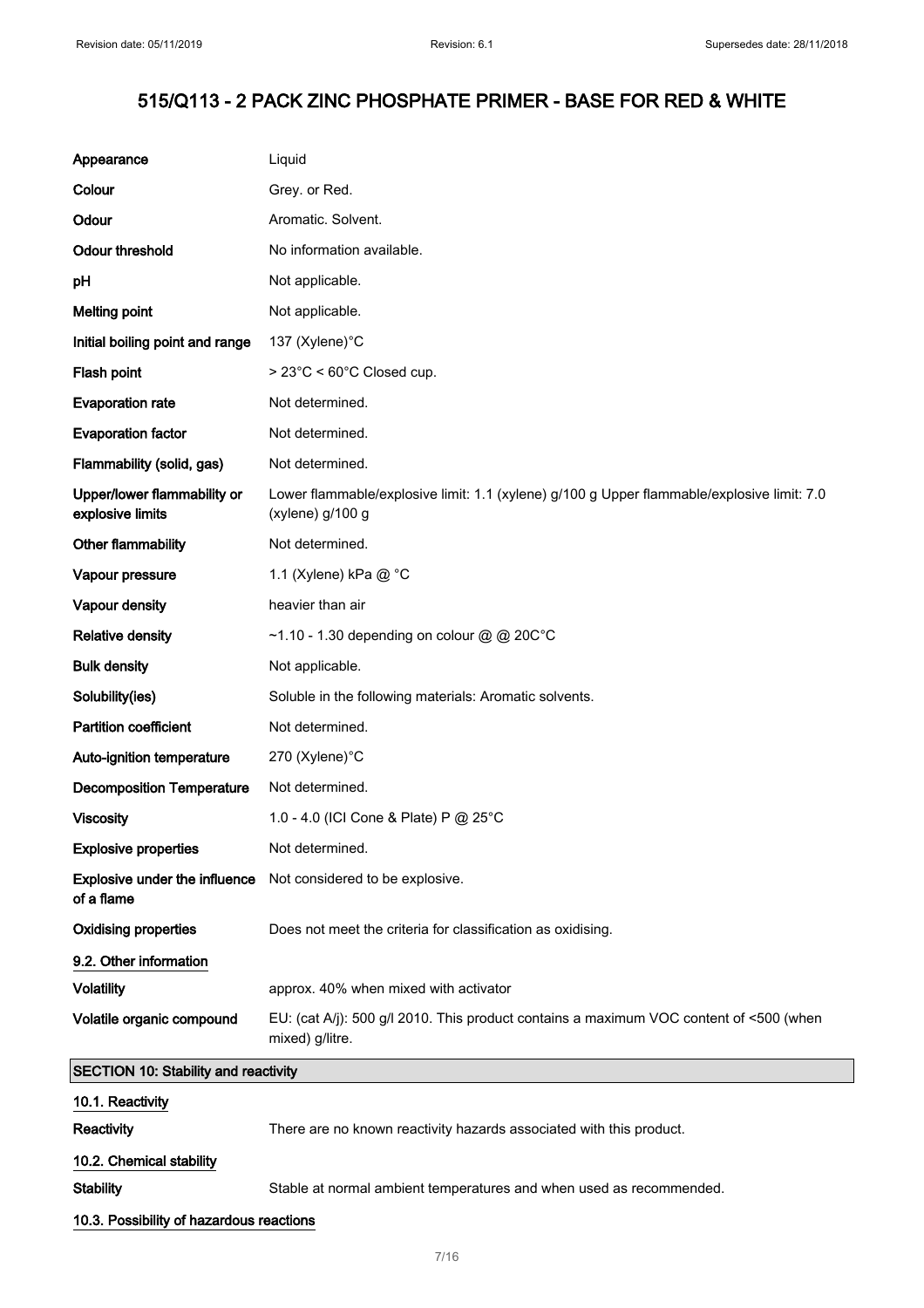# 515/Q113 - 2 PACK ZINC PHOSPHATE PRIMER - BASE FOR RED & WHITE

| | |
|---|---|
| **Appearance** | Liquid |
| **Colour** | Grey. or Red. |
| **Odour** | Aromatic. Solvent. |
| **Odour threshold** | No information available. |
| **pH** | Not applicable. |
| **Melting point** | Not applicable. |
| **Initial boiling point and range** | 137 (Xylene)°C |
| **Flash point** | > 23°C < 60°C Closed cup. |
| **Evaporation rate** | Not determined. |
| **Evaporation factor** | Not determined. |
| **Flammability (solid, gas)** | Not determined. |
| **Upper/lower flammability or explosive limits** | Lower flammable/explosive limit: 1.1 (xylene) g/100 g Upper flammable/explosive limit: 7.0 (xylene) g/100 g |
| **Other flammability** | Not determined. |
| **Vapour pressure** | 1.1 (Xylene) kPa @ °C |
| **Vapour density** | heavier than air |
| **Relative density** | ~1.10 - 1.30 depending on colour @ @ 20C°C |
| **Bulk density** | Not applicable. |
| **Solubility(ies)** | Soluble in the following materials: Aromatic solvents. |
| **Partition coefficient** | Not determined. |
| **Auto-ignition temperature** | 270 (Xylene)°C |
| **Decomposition Temperature** | Not determined. |
| **Viscosity** | 1.0 - 4.0 (ICI Cone & Plate) P @ 25°C |
| **Explosive properties** | Not determined. |
| **Explosive under the influence of a flame** | Not considered to be explosive. |
| **Oxidising properties** | Does not meet the criteria for classification as oxidising. |

### 9.2. Other information

| | |
|---|---|
| **Volatility** | approx. 40% when mixed with activator |
| **Volatile organic compound** | EU: (cat A/j): 500 g/l 2010. This product contains a maximum VOC content of <500 (when mixed) g/litre. |

## SECTION 10: Stability and reactivity

### 10.1. Reactivity

**Reactivity** There are no known reactivity hazards associated with this product.

### 10.2. Chemical stability

**Stability** Stable at normal ambient temperatures and when used as recommended.

### 10.3. Possibility of hazardous reactions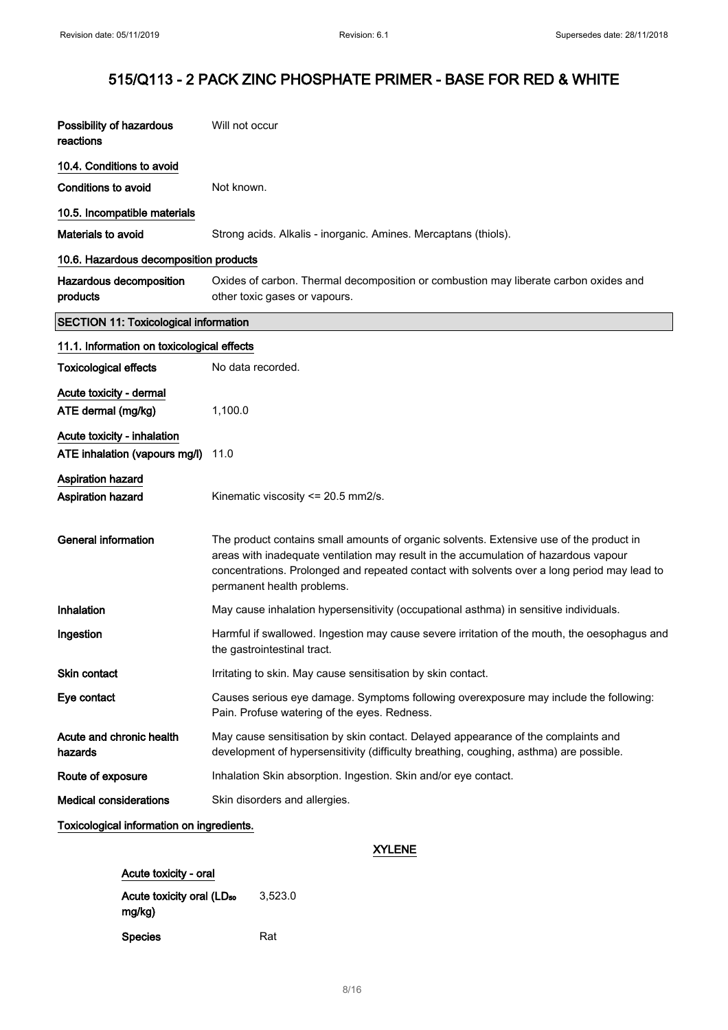# 515/Q113 - 2 PACK ZINC PHOSPHATE PRIMER - BASE FOR RED & WHITE

**Possibility of hazardous reactions** Will not occur

### 10.4. Conditions to avoid

**Conditions to avoid** Not known.

### 10.5. Incompatible materials

**Materials to avoid** Strong acids. Alkalis - inorganic. Amines. Mercaptans (thiols).

### 10.6. Hazardous decomposition products

**Hazardous decomposition products** Oxides of carbon. Thermal decomposition or combustion may liberate carbon oxides and other toxic gases or vapours.

## SECTION 11: Toxicological information

### 11.1. Information on toxicological effects

**Toxicological effects** No data recorded.

**Acute toxicity - dermal**

**ATE dermal (mg/kg)** 1,100.0

**Acute toxicity - inhalation**

**ATE inhalation (vapours mg/l)** 11.0

**Aspiration hazard**

**Aspiration hazard** Kinematic viscosity <= 20.5 mm2/s.

**General information** The product contains small amounts of organic solvents. Extensive use of the product in areas with inadequate ventilation may result in the accumulation of hazardous vapour concentrations. Prolonged and repeated contact with solvents over a long period may lead to permanent health problems.

**Inhalation** May cause inhalation hypersensitivity (occupational asthma) in sensitive individuals.

**Ingestion** Harmful if swallowed. Ingestion may cause severe irritation of the mouth, the oesophagus and the gastrointestinal tract.

**Skin contact** Irritating to skin. May cause sensitisation by skin contact.

**Eye contact** Causes serious eye damage. Symptoms following overexposure may include the following: Pain. Profuse watering of the eyes. Redness.

**Acute and chronic health hazards** May cause sensitisation by skin contact. Delayed appearance of the complaints and development of hypersensitivity (difficulty breathing, coughing, asthma) are possible.

**Route of exposure** Inhalation Skin absorption. Ingestion. Skin and/or eye contact.

**Medical considerations** Skin disorders and allergies.

**Toxicological information on ingredients.**

**XYLENE**

**Acute toxicity - oral**

**Acute toxicity oral ($LD_{50}$ mg/kg)** 3,523.0

**Species** Rat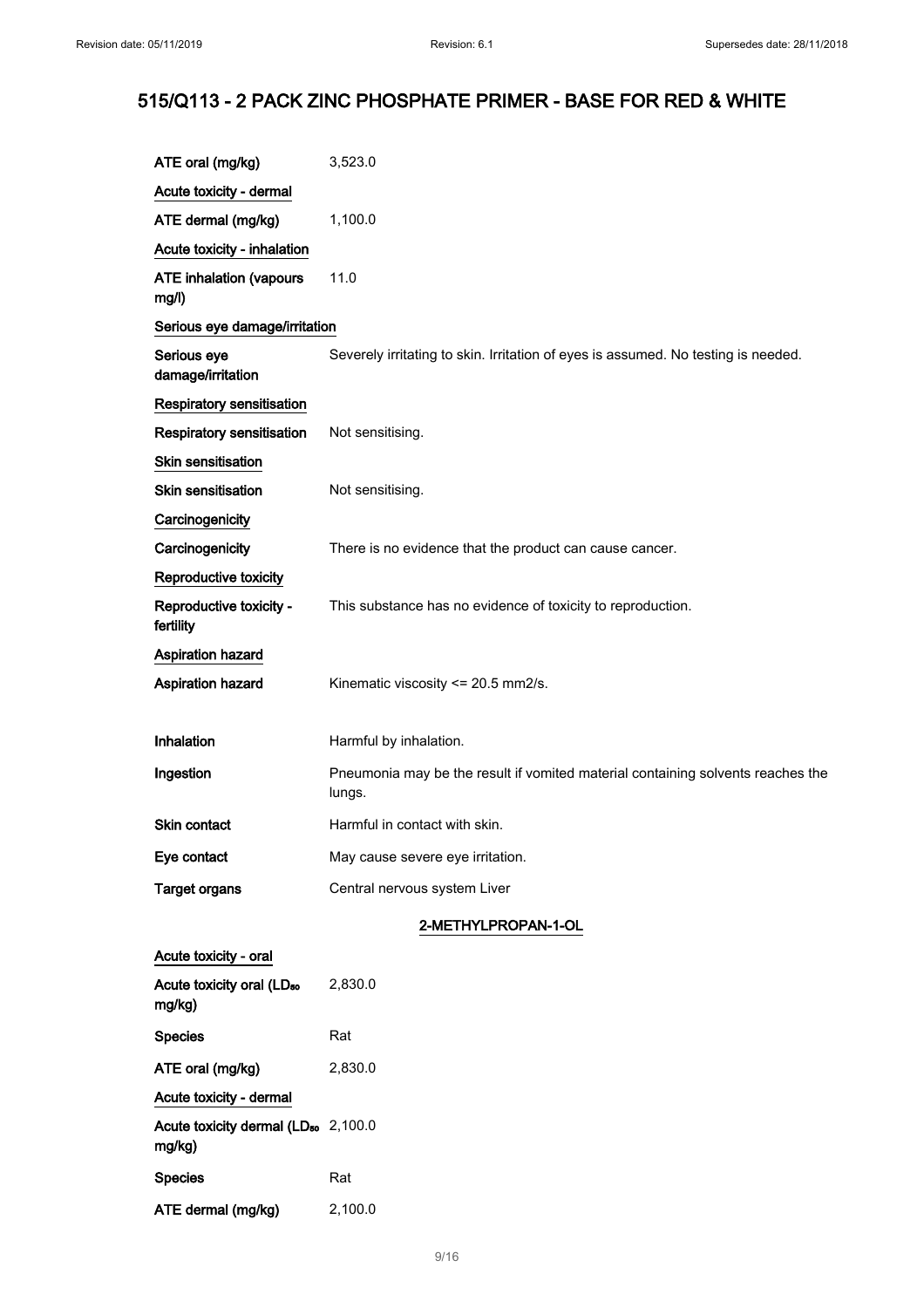| | |
|---|---|
| ATE oral (mg/kg) | 3,523.0 |

**Acute toxicity - dermal**

| | |
|---|---|
| ATE dermal (mg/kg) | 1,100.0 |

**Acute toxicity - inhalation**

| | |
|---|---|
| ATE inhalation (vapours mg/l) | 11.0 |

**Serious eye damage/irritation**

| | |
|---|---|
| Serious eye damage/irritation | Severely irritating to skin. Irritation of eyes is assumed. No testing is needed. |

**Respiratory sensitisation**

| | |
|---|---|
| Respiratory sensitisation | Not sensitising. |

**Skin sensitisation**

| | |
|---|---|
| Skin sensitisation | Not sensitising. |

**Carcinogenicity**

| | |
|---|---|
| Carcinogenicity | There is no evidence that the product can cause cancer. |

**Reproductive toxicity**

| | |
|---|---|
| Reproductive toxicity - fertility | This substance has no evidence of toxicity to reproduction. |

**Aspiration hazard**

| | |
|---|---|
| Aspiration hazard | Kinematic viscosity <= 20.5 mm2/s. |

| | |
|---|---|
| Inhalation | Harmful by inhalation. |
| Ingestion | Pneumonia may be the result if vomited material containing solvents reaches the lungs. |
| Skin contact | Harmful in contact with skin. |
| Eye contact | May cause severe eye irritation. |
| Target organs | Central nervous system Liver |

### 2-METHYLPROPAN-1-OL

**Acute toxicity - oral**

| | |
|---|---|
| Acute toxicity oral ($LD_{50}$ mg/kg) | 2,830.0 |
| Species | Rat |
| ATE oral (mg/kg) | 2,830.0 |

**Acute toxicity - dermal**

| | |
|---|---|
| Acute toxicity dermal ($LD_{50}$ mg/kg) | 2,100.0 |
| Species | Rat |
| ATE dermal (mg/kg) | 2,100.0 |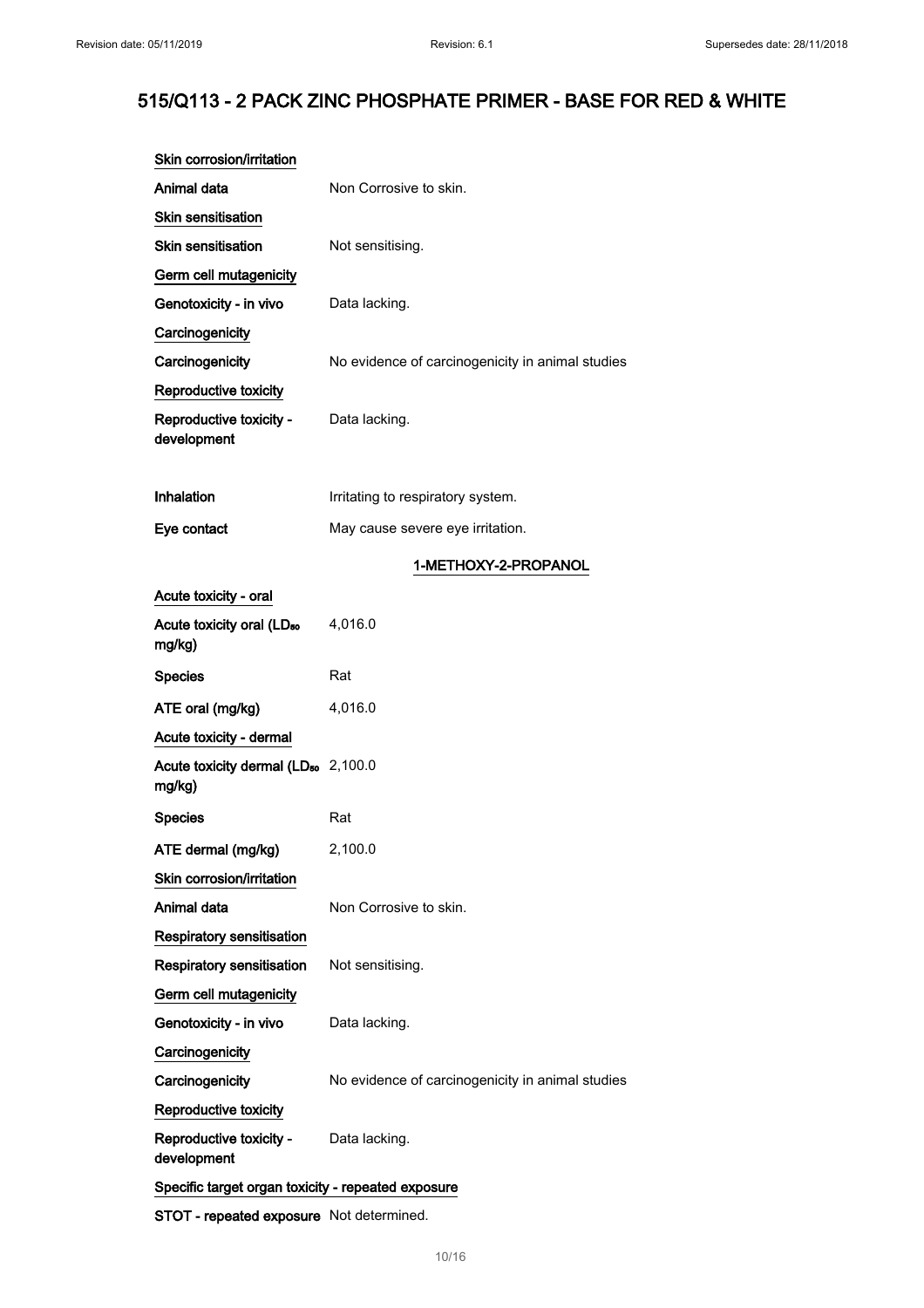# 515/Q113 - 2 PACK ZINC PHOSPHATE PRIMER - BASE FOR RED & WHITE

<u>Skin corrosion/irritation</u>

| | |
|---|---|
| **Animal data** | Non Corrosive to skin. |

<u>Skin sensitisation</u>

| | |
|---|---|
| **Skin sensitisation** | Not sensitising. |

<u>Germ cell mutagenicity</u>

| | |
|---|---|
| **Genotoxicity - in vivo** | Data lacking. |

<u>Carcinogenicity</u>

| | |
|---|---|
| **Carcinogenicity** | No evidence of carcinogenicity in animal studies |

<u>Reproductive toxicity</u>

| | |
|---|---|
| **Reproductive toxicity - development** | Data lacking. |

| | |
|---|---|
| **Inhalation** | Irritating to respiratory system. |
| **Eye contact** | May cause severe eye irritation. |

## 1-METHOXY-2-PROPANOL

<u>Acute toxicity - oral</u>

| | |
|---|---|
| **Acute toxicity oral ($LD_{50}$ mg/kg)** | 4,016.0 |
| **Species** | Rat |
| **ATE oral (mg/kg)** | 4,016.0 |

<u>Acute toxicity - dermal</u>

| | |
|---|---|
| **Acute toxicity dermal ($LD_{50}$ mg/kg)** | 2,100.0 |
| **Species** | Rat |
| **ATE dermal (mg/kg)** | 2,100.0 |

<u>Skin corrosion/irritation</u>

| | |
|---|---|
| **Animal data** | Non Corrosive to skin. |

<u>Respiratory sensitisation</u>

| | |
|---|---|
| **Respiratory sensitisation** | Not sensitising. |

<u>Germ cell mutagenicity</u>

| | |
|---|---|
| **Genotoxicity - in vivo** | Data lacking. |

<u>Carcinogenicity</u>

| | |
|---|---|
| **Carcinogenicity** | No evidence of carcinogenicity in animal studies |

<u>Reproductive toxicity</u>

| | |
|---|---|
| **Reproductive toxicity - development** | Data lacking. |

<u>Specific target organ toxicity - repeated exposure</u>

| | |
|---|---|
| **STOT - repeated exposure** | Not determined. |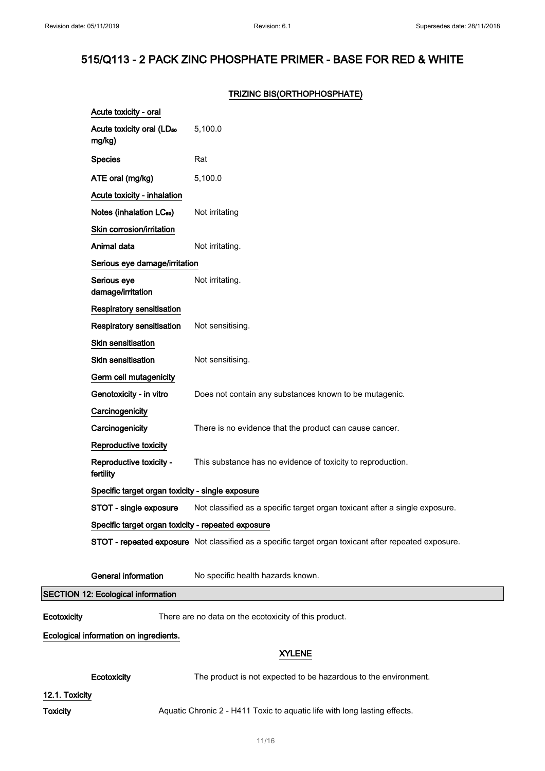# 515/Q113 - 2 PACK ZINC PHOSPHATE PRIMER - BASE FOR RED & WHITE

### TRIZINC BIS(ORTHOPHOSPHATE)

**Acute toxicity - oral**

| | |
|---|---|
| Acute toxicity oral ($LD_{50}$ mg/kg) | 5,100.0 |
| Species | Rat |
| ATE oral (mg/kg) | 5,100.0 |

**Acute toxicity - inhalation**

| | |
|---|---|
| Notes (inhalation $LC_{50}$) | Not irritating |

**Skin corrosion/irritation**

| | |
|---|---|
| Animal data | Not irritating. |

**Serious eye damage/irritation**

| | |
|---|---|
| Serious eye damage/irritation | Not irritating. |

**Respiratory sensitisation**

| | |
|---|---|
| Respiratory sensitisation | Not sensitising. |

**Skin sensitisation**

| | |
|---|---|
| Skin sensitisation | Not sensitising. |

**Germ cell mutagenicity**

| | |
|---|---|
| Genotoxicity - in vitro | Does not contain any substances known to be mutagenic. |

**Carcinogenicity**

| | |
|---|---|
| Carcinogenicity | There is no evidence that the product can cause cancer. |

**Reproductive toxicity**

| | |
|---|---|
| Reproductive toxicity - fertility | This substance has no evidence of toxicity to reproduction. |

**Specific target organ toxicity - single exposure**

| | |
|---|---|
| STOT - single exposure | Not classified as a specific target organ toxicant after a single exposure. |

**Specific target organ toxicity - repeated exposure**

| | |
|---|---|
| STOT - repeated exposure | Not classified as a specific target organ toxicant after repeated exposure. |

| | |
|---|---|
| General information | No specific health hazards known. |

## SECTION 12: Ecological information

**Ecotoxicity** There are no data on the ecotoxicity of this product.

**Ecological information on ingredients.**

### XYLENE

| | |
|---|---|
| Ecotoxicity | The product is not expected to be hazardous to the environment. |

**12.1. Toxicity**

**Toxicity** Aquatic Chronic 2 - H411 Toxic to aquatic life with long lasting effects.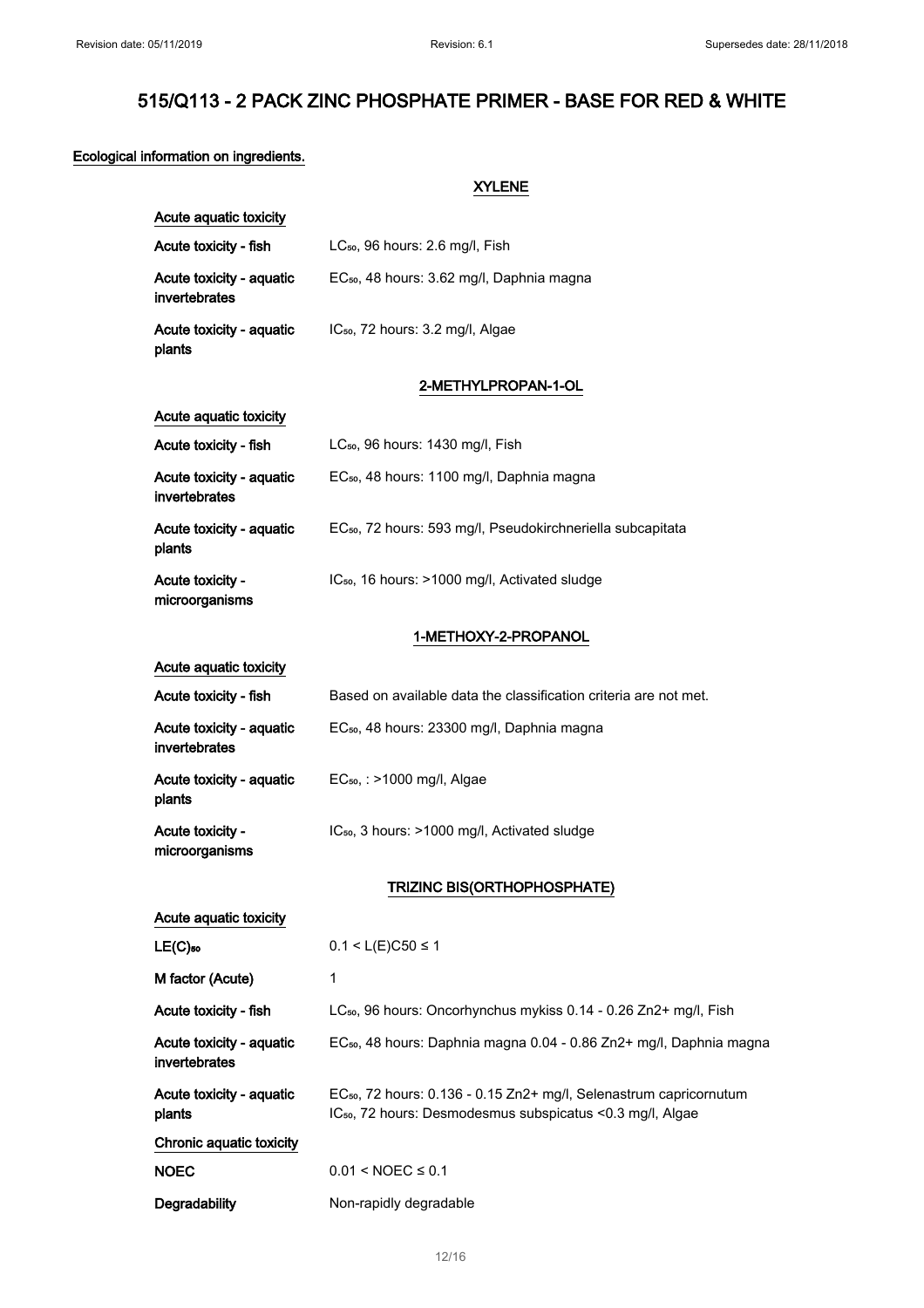## Ecological information on ingredients.

### XYLENE

**Acute aquatic toxicity**

| | |
|---|---|
| **Acute toxicity - fish** | $LC_{50}$, 96 hours: 2.6 mg/l, Fish |
| **Acute toxicity - aquatic invertebrates** | $EC_{50}$, 48 hours: 3.62 mg/l, Daphnia magna |
| **Acute toxicity - aquatic plants** | $IC_{50}$, 72 hours: 3.2 mg/l, Algae |

### 2-METHYLPROPAN-1-OL

**Acute aquatic toxicity**

| | |
|---|---|
| **Acute toxicity - fish** | $LC_{50}$, 96 hours: 1430 mg/l, Fish |
| **Acute toxicity - aquatic invertebrates** | $EC_{50}$, 48 hours: 1100 mg/l, Daphnia magna |
| **Acute toxicity - aquatic plants** | $EC_{50}$, 72 hours: 593 mg/l, Pseudokirchneriella subcapitata |
| **Acute toxicity - microorganisms** | $IC_{50}$, 16 hours: >1000 mg/l, Activated sludge |

### 1-METHOXY-2-PROPANOL

**Acute aquatic toxicity**

| | |
|---|---|
| **Acute toxicity - fish** | Based on available data the classification criteria are not met. |
| **Acute toxicity - aquatic invertebrates** | $EC_{50}$, 48 hours: 23300 mg/l, Daphnia magna |
| **Acute toxicity - aquatic plants** | $EC_{50}$, : >1000 mg/l, Algae |
| **Acute toxicity - microorganisms** | $IC_{50}$, 3 hours: >1000 mg/l, Activated sludge |

### TRIZINC BIS(ORTHOPHOSPHATE)

**Acute aquatic toxicity**

| | |
|---|---|
| **$LE(C)_{50}$** | $0.1 < L(E)C50 \leq 1$ |
| **M factor (Acute)** | 1 |
| **Acute toxicity - fish** | $LC_{50}$, 96 hours: Oncorhynchus mykiss 0.14 - 0.26 $Zn^{2+}$ mg/l, Fish |
| **Acute toxicity - aquatic invertebrates** | $EC_{50}$, 48 hours: Daphnia magna 0.04 - 0.86 $Zn^{2+}$ mg/l, Daphnia magna |
| **Acute toxicity - aquatic plants** | $EC_{50}$, 72 hours: 0.136 - 0.15 $Zn^{2+}$ mg/l, Selenastrum capricornutum<br>$IC_{50}$, 72 hours: Desmodesmus subspicatus <0.3 mg/l, Algae |

**Chronic aquatic toxicity**

| | |
|---|---|
| **NOEC** | $0.01 < NOEC \leq 0.1$ |
| **Degradability** | Non-rapidly degradable |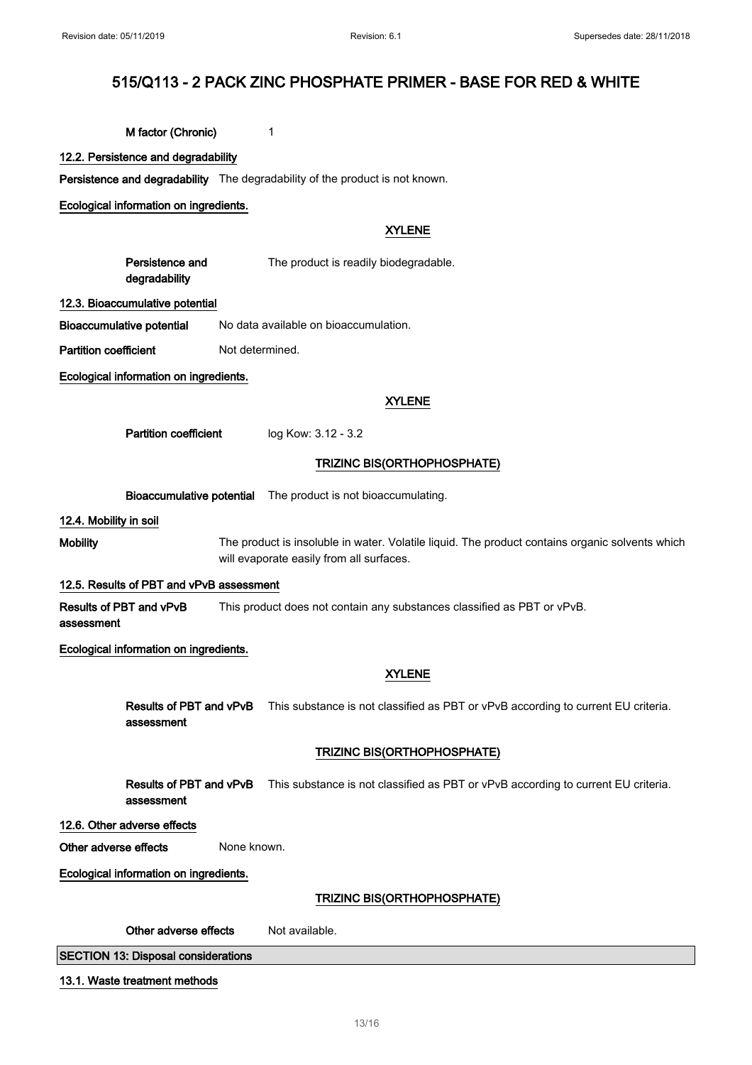M factor (Chronic) 1

**12.2. Persistence and degradability**

**Persistence and degradability** The degradability of the product is not known.

**Ecological information on ingredients.**

**XYLENE**

**Persistence and degradability** The product is readily biodegradable.

**12.3. Bioaccumulative potential**

**Bioaccumulative potential** No data available on bioaccumulation.

**Partition coefficient** Not determined.

**Ecological information on ingredients.**

**XYLENE**

**Partition coefficient** log Kow: 3.12 - 3.2

**TRIZINC BIS(ORTHOPHOSPHATE)**

**Bioaccumulative potential** The product is not bioaccumulating.

**12.4. Mobility in soil**

**Mobility** The product is insoluble in water. Volatile liquid. The product contains organic solvents which will evaporate easily from all surfaces.

**12.5. Results of PBT and vPvB assessment**

**Results of PBT and vPvB assessment** This product does not contain any substances classified as PBT or vPvB.

**Ecological information on ingredients.**

**XYLENE**

**Results of PBT and vPvB assessment** This substance is not classified as PBT or vPvB according to current EU criteria.

**TRIZINC BIS(ORTHOPHOSPHATE)**

**Results of PBT and vPvB assessment** This substance is not classified as PBT or vPvB according to current EU criteria.

**12.6. Other adverse effects**

**Other adverse effects** None known.

**Ecological information on ingredients.**

**TRIZINC BIS(ORTHOPHOSPHATE)**

**Other adverse effects** Not available.

## SECTION 13: Disposal considerations

**13.1. Waste treatment methods**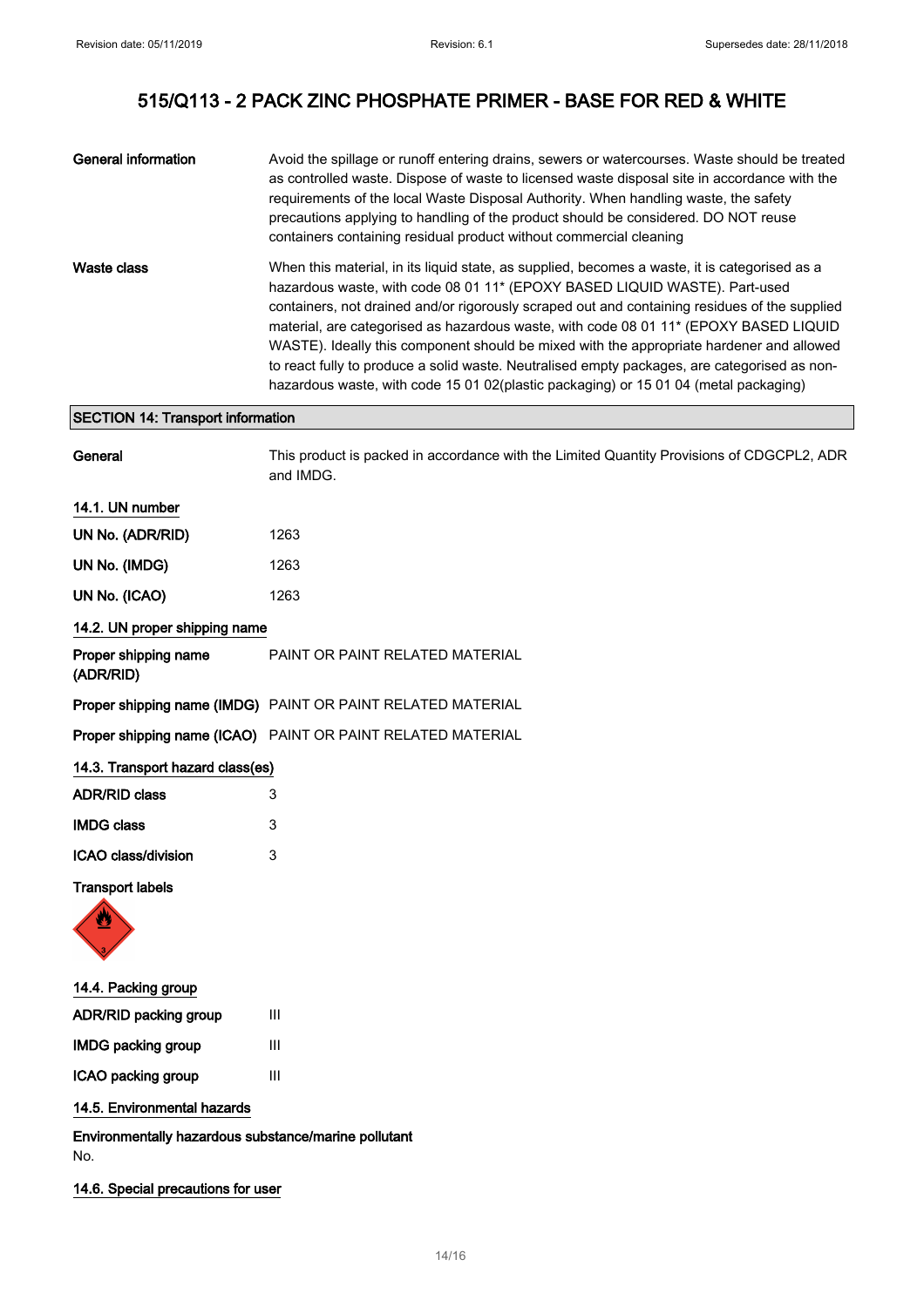# 515/Q113 - 2 PACK ZINC PHOSPHATE PRIMER - BASE FOR RED & WHITE

**General information**

Avoid the spillage or runoff entering drains, sewers or watercourses. Waste should be treated as controlled waste. Dispose of waste to licensed waste disposal site in accordance with the requirements of the local Waste Disposal Authority. When handling waste, the safety precautions applying to handling of the product should be considered. DO NOT reuse containers containing residual product without commercial cleaning

**Waste class**

When this material, in its liquid state, as supplied, becomes a waste, it is categorised as a hazardous waste, with code 08 01 11* (EPOXY BASED LIQUID WASTE). Part-used containers, not drained and/or rigorously scraped out and containing residues of the supplied material, are categorised as hazardous waste, with code 08 01 11* (EPOXY BASED LIQUID WASTE). Ideally this component should be mixed with the appropriate hardener and allowed to react fully to produce a solid waste. Neutralised empty packages, are categorised as non-hazardous waste, with code 15 01 02(plastic packaging) or 15 01 04 (metal packaging)

## SECTION 14: Transport information

**General**

This product is packed in accordance with the Limited Quantity Provisions of CDGCPL2, ADR and IMDG.

### 14.1. UN number

| | |
|---|---|
| **UN No. (ADR/RID)** | 1263 |
| **UN No. (IMDG)** | 1263 |
| **UN No. (ICAO)** | 1263 |

### 14.2. UN proper shipping name

| | |
|---|---|
| **Proper shipping name (ADR/RID)** | PAINT OR PAINT RELATED MATERIAL |
| **Proper shipping name (IMDG)** | PAINT OR PAINT RELATED MATERIAL |
| **Proper shipping name (ICAO)** | PAINT OR PAINT RELATED MATERIAL |

### 14.3. Transport hazard class(es)

| | |
|---|---|
| **ADR/RID class** | 3 |
| **IMDG class** | 3 |
| **ICAO class/division** | 3 |

**Transport labels**

### 14.4. Packing group

| | |
|---|---|
| **ADR/RID packing group** | III |
| **IMDG packing group** | III |
| **ICAO packing group** | III |

### 14.5. Environmental hazards

**Environmentally hazardous substance/marine pollutant**

No.

### 14.6. Special precautions for user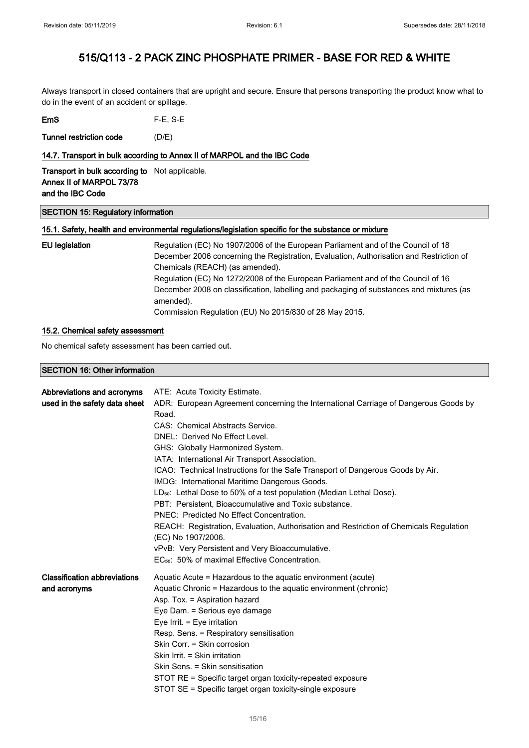# 515/Q113 - 2 PACK ZINC PHOSPHATE PRIMER - BASE FOR RED & WHITE

Always transport in closed containers that are upright and secure. Ensure that persons transporting the product know what to do in the event of an accident or spillage.

**EmS** F-E, S-E

**Tunnel restriction code** (D/E)

### 14.7. Transport in bulk according to Annex II of MARPOL and the IBC Code

**Transport in bulk according to Annex II of MARPOL 73/78 and the IBC Code** Not applicable.

## SECTION 15: Regulatory information

### 15.1. Safety, health and environmental regulations/legislation specific for the substance or mixture

**EU legislation**

Regulation (EC) No 1907/2006 of the European Parliament and of the Council of 18 December 2006 concerning the Registration, Evaluation, Authorisation and Restriction of Chemicals (REACH) (as amended).
Regulation (EC) No 1272/2008 of the European Parliament and of the Council of 16 December 2008 on classification, labelling and packaging of substances and mixtures (as amended).
Commission Regulation (EU) No 2015/830 of 28 May 2015.

### 15.2. Chemical safety assessment

No chemical safety assessment has been carried out.

## SECTION 16: Other information

**Abbreviations and acronyms used in the safety data sheet**

ATE: Acute Toxicity Estimate.
ADR: European Agreement concerning the International Carriage of Dangerous Goods by Road.
CAS: Chemical Abstracts Service.
DNEL: Derived No Effect Level.
GHS: Globally Harmonized System.
IATA: International Air Transport Association.
ICAO: Technical Instructions for the Safe Transport of Dangerous Goods by Air.
IMDG: International Maritime Dangerous Goods.
$LD_{50}$: Lethal Dose to 50% of a test population (Median Lethal Dose).
PBT: Persistent, Bioaccumulative and Toxic substance.
PNEC: Predicted No Effect Concentration.
REACH: Registration, Evaluation, Authorisation and Restriction of Chemicals Regulation (EC) No 1907/2006.
vPvB: Very Persistent and Very Bioaccumulative.
$EC_{50}$: 50% of maximal Effective Concentration.

**Classification abbreviations and acronyms**

Aquatic Acute = Hazardous to the aquatic environment (acute)
Aquatic Chronic = Hazardous to the aquatic environment (chronic)
Asp. Tox. = Aspiration hazard
Eye Dam. = Serious eye damage
Eye Irrit. = Eye irritation
Resp. Sens. = Respiratory sensitisation
Skin Corr. = Skin corrosion
Skin Irrit. = Skin irritation
Skin Sens. = Skin sensitisation
STOT RE = Specific target organ toxicity-repeated exposure
STOT SE = Specific target organ toxicity-single exposure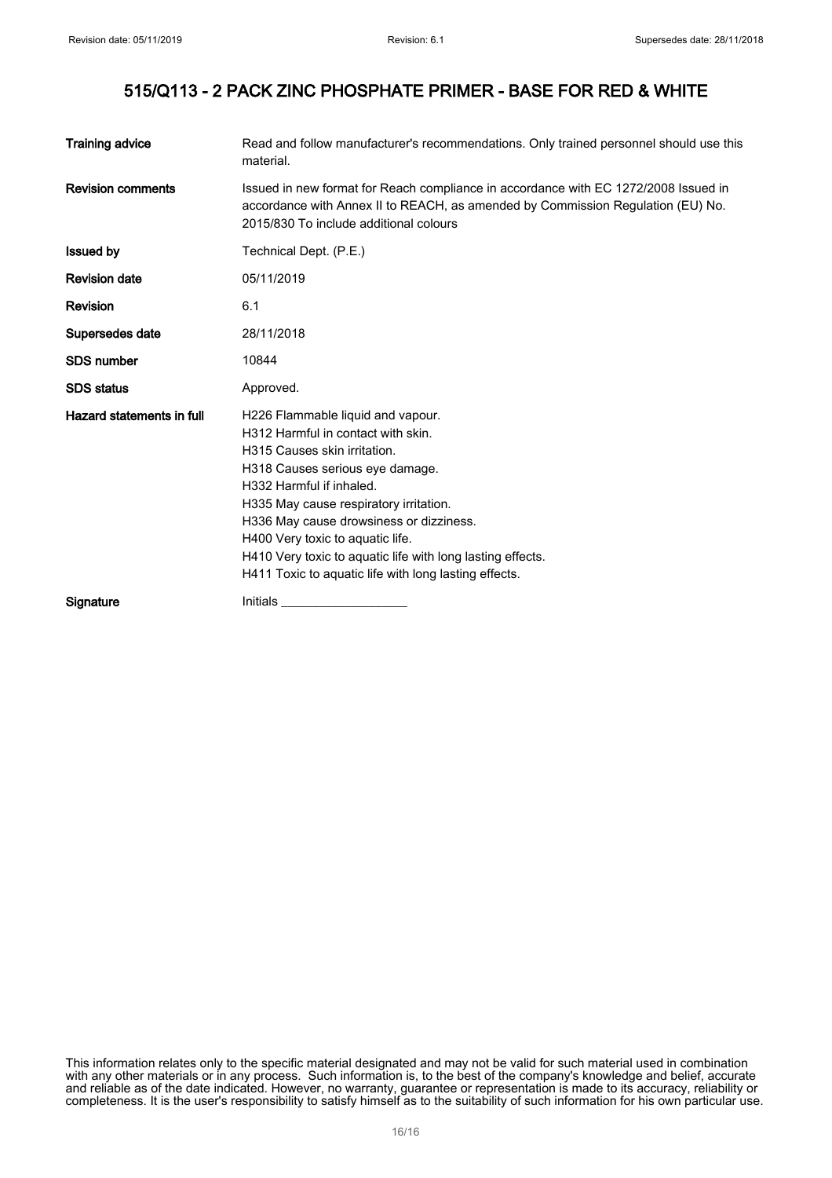# 515/Q113 - 2 PACK ZINC PHOSPHATE PRIMER - BASE FOR RED & WHITE

| | |
|---|---|
| **Training advice** | Read and follow manufacturer's recommendations. Only trained personnel should use this material. |
| **Revision comments** | Issued in new format for Reach compliance in accordance with EC 1272/2008 Issued in accordance with Annex II to REACH, as amended by Commission Regulation (EU) No. 2015/830 To include additional colours |
| **Issued by** | Technical Dept. (P.E.) |
| **Revision date** | 05/11/2019 |
| **Revision** | 6.1 |
| **Supersedes date** | 28/11/2018 |
| **SDS number** | 10844 |
| **SDS status** | Approved. |
| **Hazard statements in full** | H226 Flammable liquid and vapour.<br>H312 Harmful in contact with skin.<br>H315 Causes skin irritation.<br>H318 Causes serious eye damage.<br>H332 Harmful if inhaled.<br>H335 May cause respiratory irritation.<br>H336 May cause drowsiness or dizziness.<br>H400 Very toxic to aquatic life.<br>H410 Very toxic to aquatic life with long lasting effects.<br>H411 Toxic to aquatic life with long lasting effects. |
| **Signature** | Initials __________________ |

This information relates only to the specific material designated and may not be valid for such material used in combination with any other materials or in any process. Such information is, to the best of the company's knowledge and belief, accurate and reliable as of the date indicated. However, no warranty, guarantee or representation is made to its accuracy, reliability or completeness. It is the user's responsibility to satisfy himself as to the suitability of such information for his own particular use.